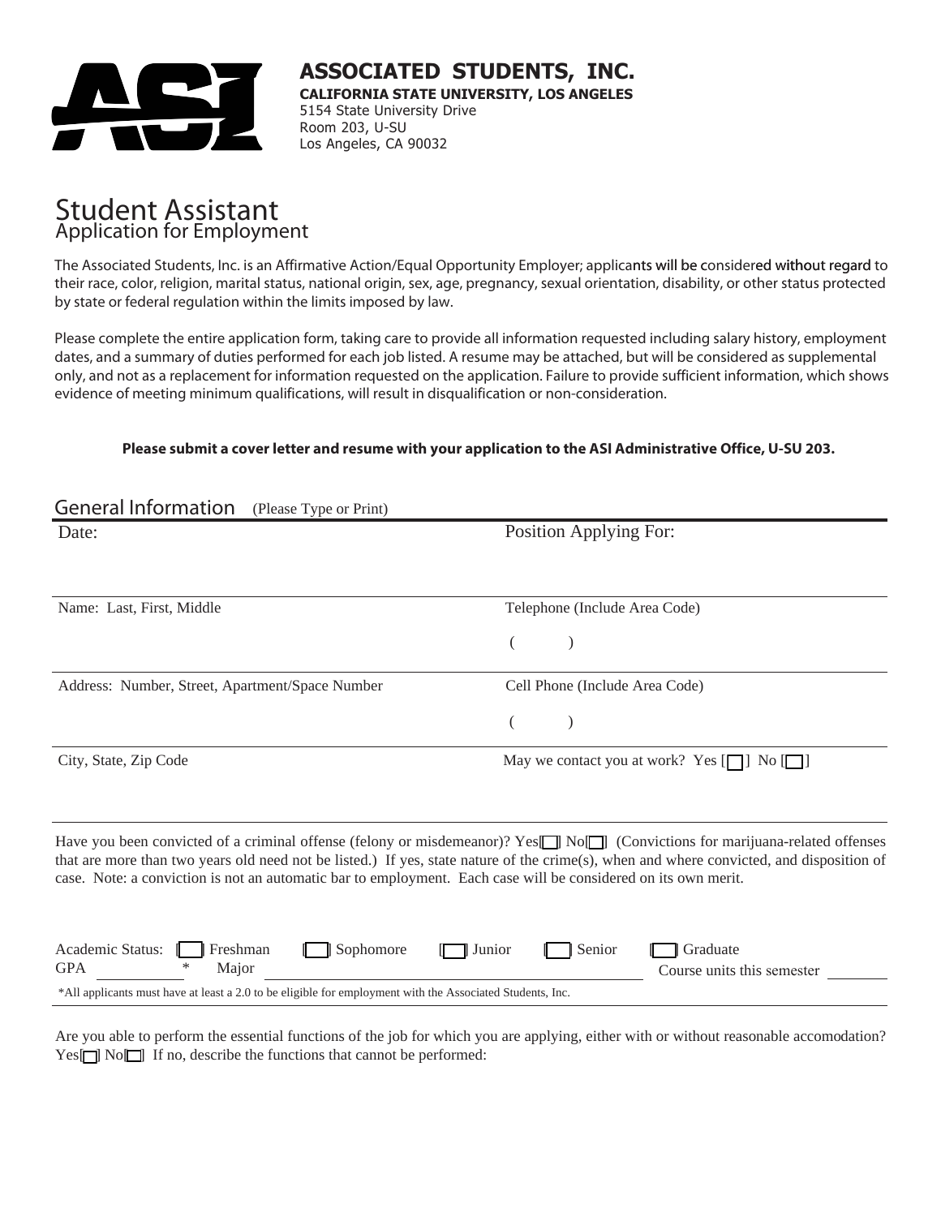# ASSOCIATED STUDENTS, INC.

**CALIFORNIA STATE UNIVERSITY, LOS ANGELES**
5154 State University Drive
Room 203, U-SU
Los Angeles, CA 90032

# Student Assistant
## Application for Employment

The Associated Students, Inc. is an Affirmative Action/Equal Opportunity Employer; applicants will be considered without regard to their race, color, religion, marital status, national origin, sex, age, pregnancy, sexual orientation, disability, or other status protected by state or federal regulation within the limits imposed by law.

Please complete the entire application form, taking care to provide all information requested including salary history, employment dates, and a summary of duties performed for each job listed. A resume may be attached, but will be considered as supplemental only, and not as a replacement for information requested on the application. Failure to provide sufficient information, which shows evidence of meeting minimum qualifications, will result in disqualification or non-consideration.

**Please submit a cover letter and resume with your application to the ASI Administrative Office, U-SU 203.**

## General Information (Please Type or Print)

| | |
|---|---|
| Date: | Position Applying For: |
| Name: Last, First, Middle | Telephone (Include Area Code)<br>( ) |
| Address: Number, Street, Apartment/Space Number | Cell Phone (Include Area Code)<br>( ) |
| City, State, Zip Code | May we contact you at work? Yes [ ] No [ ] |

Have you been convicted of a criminal offense (felony or misdemeanor)? Yes[ ] No[ ] (Convictions for marijuana-related offenses that are more than two years old need not be listed.) If yes, state nature of the crime(s), when and where convicted, and disposition of case. Note: a conviction is not an automatic bar to employment. Each case will be considered on its own merit.

Academic Status: [ ] Freshman [ ] Sophomore [ ] Junior [ ] Senior [ ] Graduate

GPA ________ * Major ______________________________ Course units this semester ________

*All applicants must have at least a 2.0 to be eligible for employment with the Associated Students, Inc.

Are you able to perform the essential functions of the job for which you are applying, either with or without reasonable accomodation? Yes[ ] No[ ] If no, describe the functions that cannot be performed: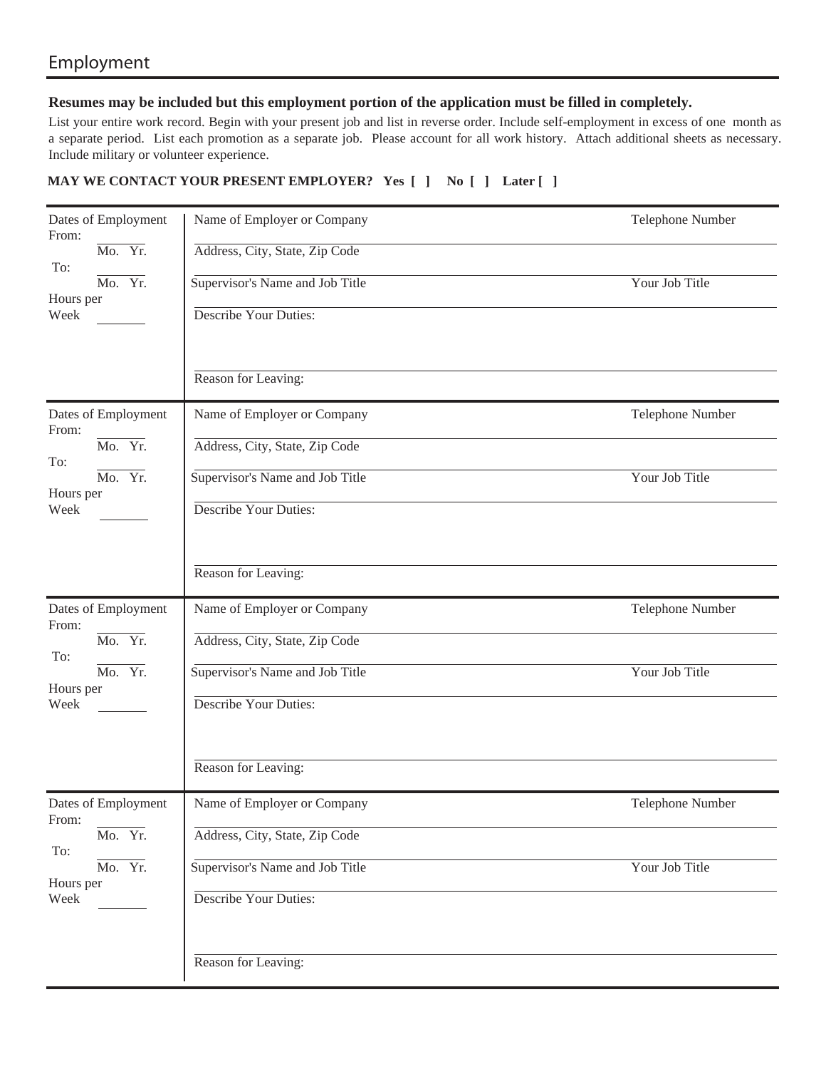# Employment

**Resumes may be included but this employment portion of the application must be filled in completely.**

List your entire work record. Begin with your present job and list in reverse order. Include self-employment in excess of one month as a separate period. List each promotion as a separate job. Please account for all work history. Attach additional sheets as necessary. Include military or volunteer experience.

**MAY WE CONTACT YOUR PRESENT EMPLOYER? Yes [ ] No [ ] Later [ ]**

| Dates of Employment | Employer Information | |
|---|---|---|
| From: ______ Mo. Yr. | Name of Employer or Company | Telephone Number |
| To: ______ Mo. Yr. | Address, City, State, Zip Code | |
| Hours per Week ______ | Supervisor's Name and Job Title | Your Job Title |
| | Describe Your Duties: | |
| | Reason for Leaving: | |

| Dates of Employment | Employer Information | |
|---|---|---|
| From: ______ Mo. Yr. | Name of Employer or Company | Telephone Number |
| To: ______ Mo. Yr. | Address, City, State, Zip Code | |
| Hours per Week ______ | Supervisor's Name and Job Title | Your Job Title |
| | Describe Your Duties: | |
| | Reason for Leaving: | |

| Dates of Employment | Employer Information | |
|---|---|---|
| From: ______ Mo. Yr. | Name of Employer or Company | Telephone Number |
| To: ______ Mo. Yr. | Address, City, State, Zip Code | |
| Hours per Week ______ | Supervisor's Name and Job Title | Your Job Title |
| | Describe Your Duties: | |
| | Reason for Leaving: | |

| Dates of Employment | Employer Information | |
|---|---|---|
| From: ______ Mo. Yr. | Name of Employer or Company | Telephone Number |
| To: ______ Mo. Yr. | Address, City, State, Zip Code | |
| Hours per Week ______ | Supervisor's Name and Job Title | Your Job Title |
| | Describe Your Duties: | |
| | Reason for Leaving: | |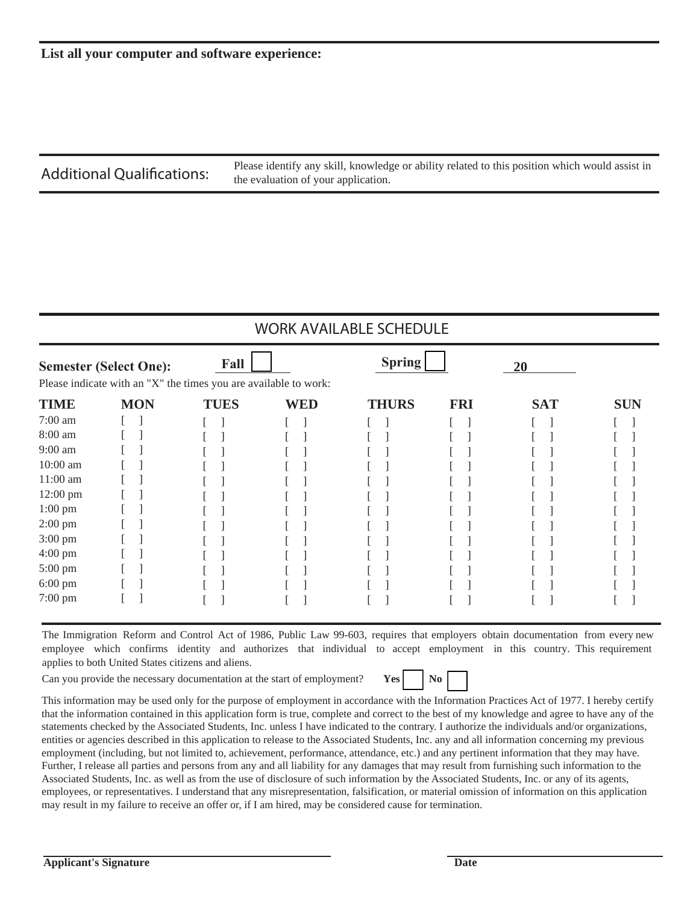**List all your computer and software experience:**

Additional Qualifications: Please identify any skill, knowledge or ability related to this position which would assist in the evaluation of your application.

## WORK AVAILABLE SCHEDULE

**Semester (Select One):** **Fall** ☐ **Spring** ☐ **20**\_\_\_\_

Please indicate with an "X" the times you are available to work:

| TIME | MON | TUES | WED | THURS | FRI | SAT | SUN |
|---|---|---|---|---|---|---|---|
| 7:00 am | [ ] | [ ] | [ ] | [ ] | [ ] | [ ] | [ ] |
| 8:00 am | [ ] | [ ] | [ ] | [ ] | [ ] | [ ] | [ ] |
| 9:00 am | [ ] | [ ] | [ ] | [ ] | [ ] | [ ] | [ ] |
| 10:00 am | [ ] | [ ] | [ ] | [ ] | [ ] | [ ] | [ ] |
| 11:00 am | [ ] | [ ] | [ ] | [ ] | [ ] | [ ] | [ ] |
| 12:00 pm | [ ] | [ ] | [ ] | [ ] | [ ] | [ ] | [ ] |
| 1:00 pm | [ ] | [ ] | [ ] | [ ] | [ ] | [ ] | [ ] |
| 2:00 pm | [ ] | [ ] | [ ] | [ ] | [ ] | [ ] | [ ] |
| 3:00 pm | [ ] | [ ] | [ ] | [ ] | [ ] | [ ] | [ ] |
| 4:00 pm | [ ] | [ ] | [ ] | [ ] | [ ] | [ ] | [ ] |
| 5:00 pm | [ ] | [ ] | [ ] | [ ] | [ ] | [ ] | [ ] |
| 6:00 pm | [ ] | [ ] | [ ] | [ ] | [ ] | [ ] | [ ] |
| 7:00 pm | [ ] | [ ] | [ ] | [ ] | [ ] | [ ] | [ ] |

The Immigration Reform and Control Act of 1986, Public Law 99-603, requires that employers obtain documentation from every new employee which confirms identity and authorizes that individual to accept employment in this country. This requirement applies to both United States citizens and aliens.

Can you provide the necessary documentation at the start of employment? **Yes** ☐ **No** ☐

This information may be used only for the purpose of employment in accordance with the Information Practices Act of 1977. I hereby certify that the information contained in this application form is true, complete and correct to the best of my knowledge and agree to have any of the statements checked by the Associated Students, Inc. unless I have indicated to the contrary. I authorize the individuals and/or organizations, entities or agencies described in this application to release to the Associated Students, Inc. any and all information concerning my previous employment (including, but not limited to, achievement, performance, attendance, etc.) and any pertinent information that they may have. Further, I release all parties and persons from any and all liability for any damages that may result from furnishing such information to the Associated Students, Inc. as well as from the use of disclosure of such information by the Associated Students, Inc. or any of its agents, employees, or representatives. I understand that any misrepresentation, falsification, or material omission of information on this application may result in my failure to receive an offer or, if I am hired, may be considered cause for termination.

**Applicant's Signature** \_\_\_\_\_\_\_\_\_\_\_\_\_\_\_\_\_\_\_\_ **Date** \_\_\_\_\_\_\_\_\_\_\_\_\_\_\_\_\_\_\_\_